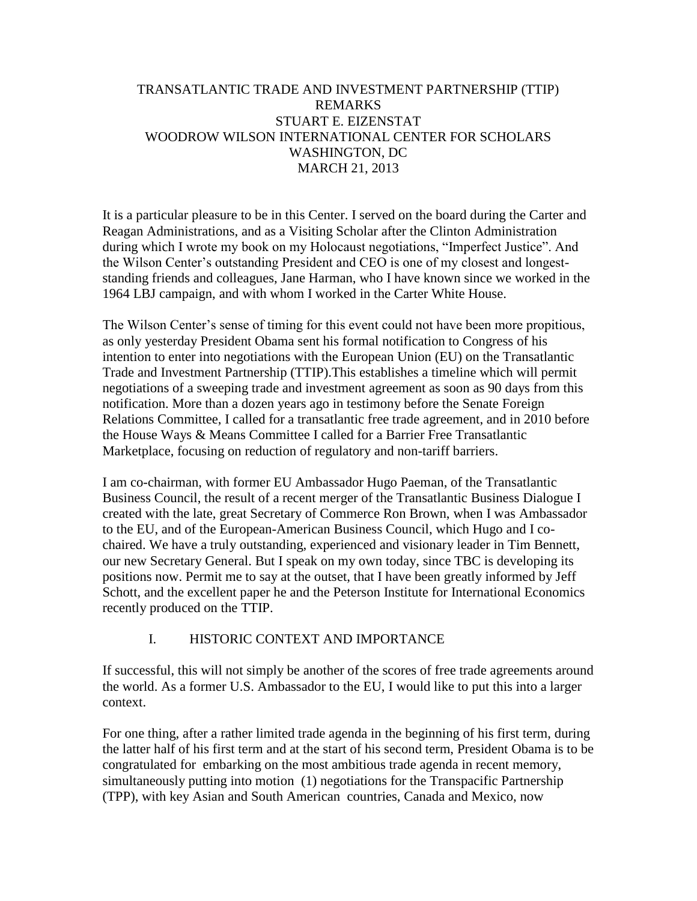# TRANSATLANTIC TRADE AND INVESTMENT PARTNERSHIP (TTIP) REMARKS

## STUART E. EIZENSTAT

### WOODROW WILSON INTERNATIONAL CENTER FOR SCHOLARS
### WASHINGTON, DC
### MARCH 21, 2013

It is a particular pleasure to be in this Center. I served on the board during the Carter and Reagan Administrations, and as a Visiting Scholar after the Clinton Administration during which I wrote my book on my Holocaust negotiations, "Imperfect Justice". And the Wilson Center's outstanding President and CEO is one of my closest and longest-standing friends and colleagues, Jane Harman, who I have known since we worked in the 1964 LBJ campaign, and with whom I worked in the Carter White House.

The Wilson Center's sense of timing for this event could not have been more propitious, as only yesterday President Obama sent his formal notification to Congress of his intention to enter into negotiations with the European Union (EU) on the Transatlantic Trade and Investment Partnership (TTIP).This establishes a timeline which will permit negotiations of a sweeping trade and investment agreement as soon as 90 days from this notification. More than a dozen years ago in testimony before the Senate Foreign Relations Committee, I called for a transatlantic free trade agreement, and in 2010 before the House Ways & Means Committee I called for a Barrier Free Transatlantic Marketplace, focusing on reduction of regulatory and non-tariff barriers.

I am co-chairman, with former EU Ambassador Hugo Paeman, of the Transatlantic Business Council, the result of a recent merger of the Transatlantic Business Dialogue I created with the late, great Secretary of Commerce Ron Brown, when I was Ambassador to the EU, and of the European-American Business Council, which Hugo and I co-chaired. We have a truly outstanding, experienced and visionary leader in Tim Bennett, our new Secretary General. But I speak on my own today, since TBC is developing its positions now. Permit me to say at the outset, that I have been greatly informed by Jeff Schott, and the excellent paper he and the Peterson Institute for International Economics recently produced on the TTIP.

## I. HISTORIC CONTEXT AND IMPORTANCE

If successful, this will not simply be another of the scores of free trade agreements around the world. As a former U.S. Ambassador to the EU, I would like to put this into a larger context.

For one thing, after a rather limited trade agenda in the beginning of his first term, during the latter half of his first term and at the start of his second term, President Obama is to be congratulated for embarking on the most ambitious trade agenda in recent memory, simultaneously putting into motion (1) negotiations for the Transpacific Partnership (TPP), with key Asian and South American countries, Canada and Mexico, now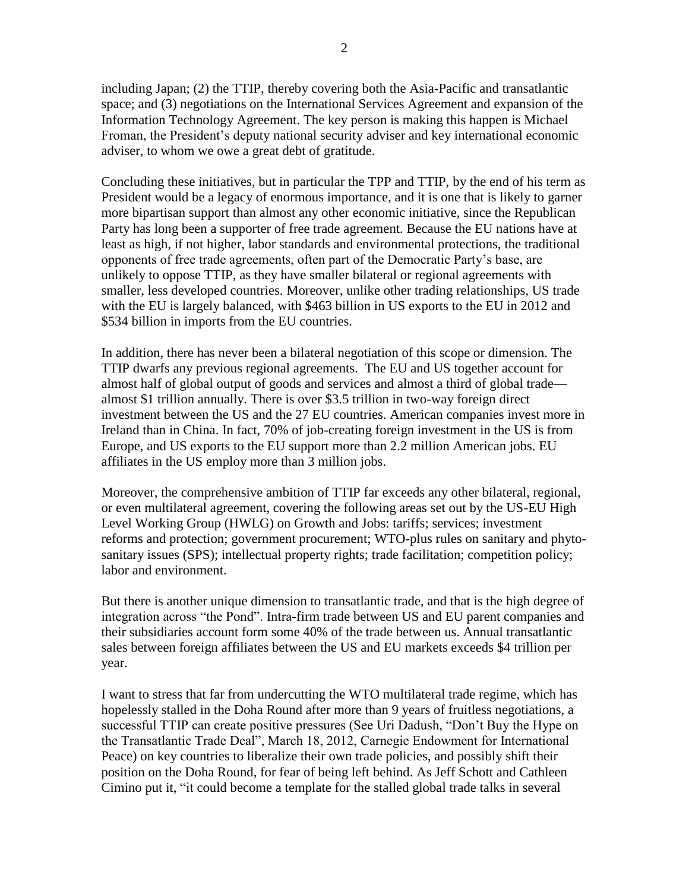including Japan; (2) the TTIP, thereby covering both the Asia-Pacific and transatlantic space; and (3) negotiations on the International Services Agreement and expansion of the Information Technology Agreement. The key person is making this happen is Michael Froman, the President's deputy national security adviser and key international economic adviser, to whom we owe a great debt of gratitude.

Concluding these initiatives, but in particular the TPP and TTIP, by the end of his term as President would be a legacy of enormous importance, and it is one that is likely to garner more bipartisan support than almost any other economic initiative, since the Republican Party has long been a supporter of free trade agreement. Because the EU nations have at least as high, if not higher, labor standards and environmental protections, the traditional opponents of free trade agreements, often part of the Democratic Party's base, are unlikely to oppose TTIP, as they have smaller bilateral or regional agreements with smaller, less developed countries. Moreover, unlike other trading relationships, US trade with the EU is largely balanced, with $463 billion in US exports to the EU in 2012 and $534 billion in imports from the EU countries.

In addition, there has never been a bilateral negotiation of this scope or dimension. The TTIP dwarfs any previous regional agreements. The EU and US together account for almost half of global output of goods and services and almost a third of global trade—almost $1 trillion annually. There is over $3.5 trillion in two-way foreign direct investment between the US and the 27 EU countries. American companies invest more in Ireland than in China. In fact, 70% of job-creating foreign investment in the US is from Europe, and US exports to the EU support more than 2.2 million American jobs. EU affiliates in the US employ more than 3 million jobs.

Moreover, the comprehensive ambition of TTIP far exceeds any other bilateral, regional, or even multilateral agreement, covering the following areas set out by the US-EU High Level Working Group (HWLG) on Growth and Jobs: tariffs; services; investment reforms and protection; government procurement; WTO-plus rules on sanitary and phyto-sanitary issues (SPS); intellectual property rights; trade facilitation; competition policy; labor and environment.

But there is another unique dimension to transatlantic trade, and that is the high degree of integration across "the Pond". Intra-firm trade between US and EU parent companies and their subsidiaries account form some 40% of the trade between us. Annual transatlantic sales between foreign affiliates between the US and EU markets exceeds $4 trillion per year.

I want to stress that far from undercutting the WTO multilateral trade regime, which has hopelessly stalled in the Doha Round after more than 9 years of fruitless negotiations, a successful TTIP can create positive pressures (See Uri Dadush, "Don't Buy the Hype on the Transatlantic Trade Deal", March 18, 2012, Carnegie Endowment for International Peace) on key countries to liberalize their own trade policies, and possibly shift their position on the Doha Round, for fear of being left behind. As Jeff Schott and Cathleen Cimino put it, "it could become a template for the stalled global trade talks in several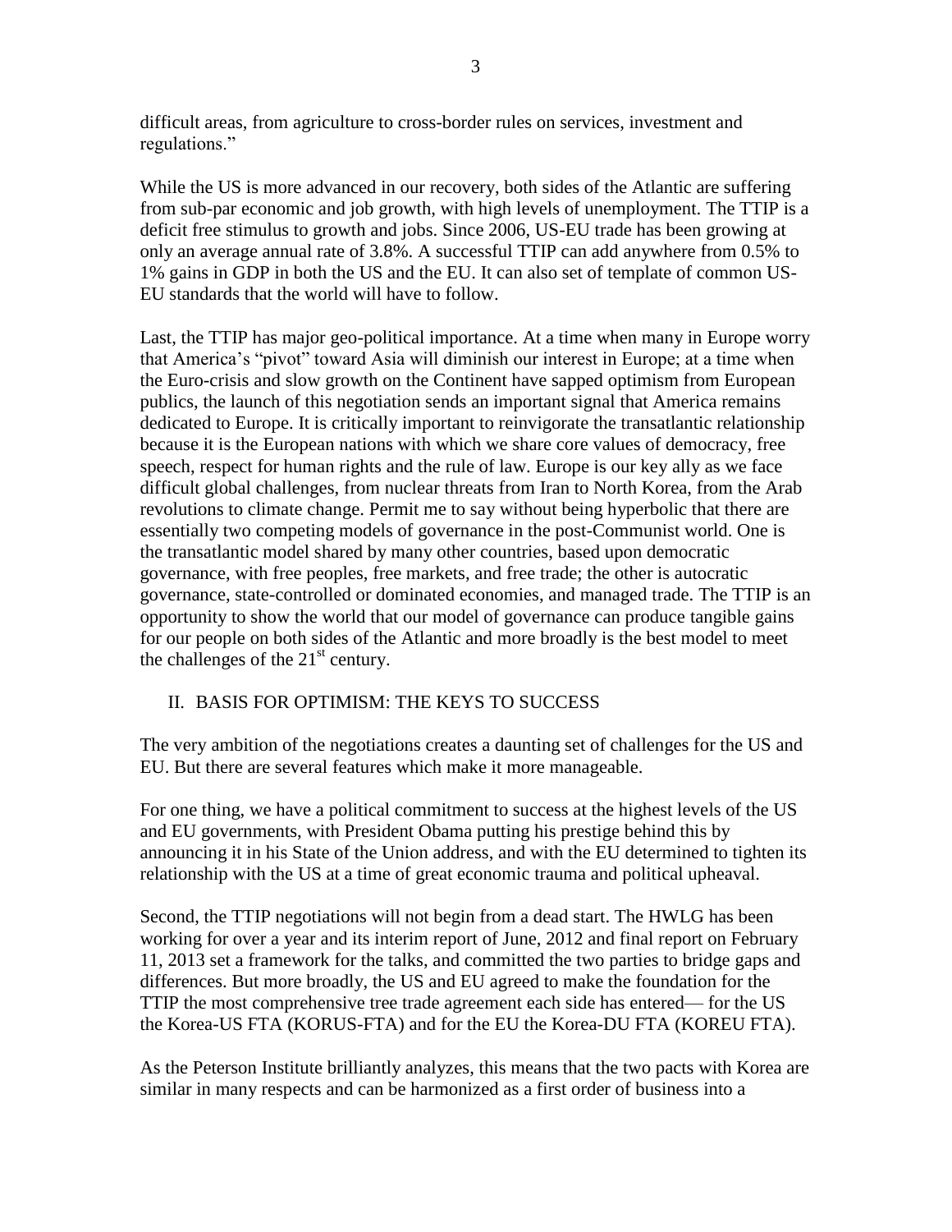difficult areas, from agriculture to cross-border rules on services, investment and regulations."

While the US is more advanced in our recovery, both sides of the Atlantic are suffering from sub-par economic and job growth, with high levels of unemployment. The TTIP is a deficit free stimulus to growth and jobs. Since 2006, US-EU trade has been growing at only an average annual rate of 3.8%. A successful TTIP can add anywhere from 0.5% to 1% gains in GDP in both the US and the EU. It can also set of template of common US-EU standards that the world will have to follow.

Last, the TTIP has major geo-political importance. At a time when many in Europe worry that America's "pivot" toward Asia will diminish our interest in Europe; at a time when the Euro-crisis and slow growth on the Continent have sapped optimism from European publics, the launch of this negotiation sends an important signal that America remains dedicated to Europe. It is critically important to reinvigorate the transatlantic relationship because it is the European nations with which we share core values of democracy, free speech, respect for human rights and the rule of law. Europe is our key ally as we face difficult global challenges, from nuclear threats from Iran to North Korea, from the Arab revolutions to climate change. Permit me to say without being hyperbolic that there are essentially two competing models of governance in the post-Communist world. One is the transatlantic model shared by many other countries, based upon democratic governance, with free peoples, free markets, and free trade; the other is autocratic governance, state-controlled or dominated economies, and managed trade. The TTIP is an opportunity to show the world that our model of governance can produce tangible gains for our people on both sides of the Atlantic and more broadly is the best model to meet the challenges of the 21st century.

## II. BASIS FOR OPTIMISM: THE KEYS TO SUCCESS

The very ambition of the negotiations creates a daunting set of challenges for the US and EU. But there are several features which make it more manageable.

For one thing, we have a political commitment to success at the highest levels of the US and EU governments, with President Obama putting his prestige behind this by announcing it in his State of the Union address, and with the EU determined to tighten its relationship with the US at a time of great economic trauma and political upheaval.

Second, the TTIP negotiations will not begin from a dead start. The HWLG has been working for over a year and its interim report of June, 2012 and final report on February 11, 2013 set a framework for the talks, and committed the two parties to bridge gaps and differences. But more broadly, the US and EU agreed to make the foundation for the TTIP the most comprehensive tree trade agreement each side has entered— for the US the Korea-US FTA (KORUS-FTA) and for the EU the Korea-DU FTA (KOREU FTA).

As the Peterson Institute brilliantly analyzes, this means that the two pacts with Korea are similar in many respects and can be harmonized as a first order of business into a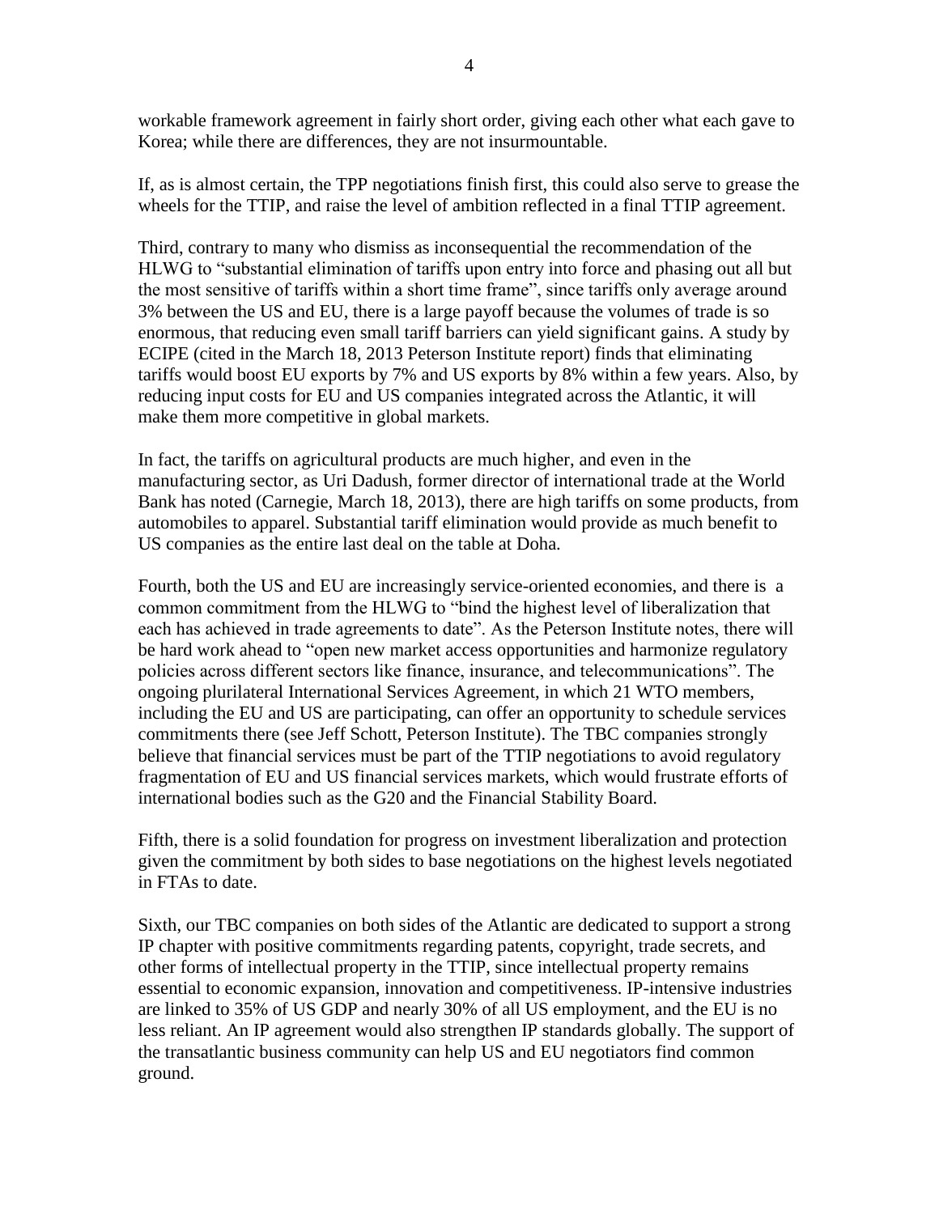workable framework agreement in fairly short order, giving each other what each gave to Korea; while there are differences, they are not insurmountable.

If, as is almost certain, the TPP negotiations finish first, this could also serve to grease the wheels for the TTIP, and raise the level of ambition reflected in a final TTIP agreement.

Third, contrary to many who dismiss as inconsequential the recommendation of the HLWG to "substantial elimination of tariffs upon entry into force and phasing out all but the most sensitive of tariffs within a short time frame", since tariffs only average around 3% between the US and EU, there is a large payoff because the volumes of trade is so enormous, that reducing even small tariff barriers can yield significant gains. A study by ECIPE (cited in the March 18, 2013 Peterson Institute report) finds that eliminating tariffs would boost EU exports by 7% and US exports by 8% within a few years. Also, by reducing input costs for EU and US companies integrated across the Atlantic, it will make them more competitive in global markets.

In fact, the tariffs on agricultural products are much higher, and even in the manufacturing sector, as Uri Dadush, former director of international trade at the World Bank has noted (Carnegie, March 18, 2013), there are high tariffs on some products, from automobiles to apparel. Substantial tariff elimination would provide as much benefit to US companies as the entire last deal on the table at Doha.

Fourth, both the US and EU are increasingly service-oriented economies, and there is a common commitment from the HLWG to "bind the highest level of liberalization that each has achieved in trade agreements to date". As the Peterson Institute notes, there will be hard work ahead to "open new market access opportunities and harmonize regulatory policies across different sectors like finance, insurance, and telecommunications". The ongoing plurilateral International Services Agreement, in which 21 WTO members, including the EU and US are participating, can offer an opportunity to schedule services commitments there (see Jeff Schott, Peterson Institute). The TBC companies strongly believe that financial services must be part of the TTIP negotiations to avoid regulatory fragmentation of EU and US financial services markets, which would frustrate efforts of international bodies such as the G20 and the Financial Stability Board.

Fifth, there is a solid foundation for progress on investment liberalization and protection given the commitment by both sides to base negotiations on the highest levels negotiated in FTAs to date.

Sixth, our TBC companies on both sides of the Atlantic are dedicated to support a strong IP chapter with positive commitments regarding patents, copyright, trade secrets, and other forms of intellectual property in the TTIP, since intellectual property remains essential to economic expansion, innovation and competitiveness. IP-intensive industries are linked to 35% of US GDP and nearly 30% of all US employment, and the EU is no less reliant. An IP agreement would also strengthen IP standards globally. The support of the transatlantic business community can help US and EU negotiators find common ground.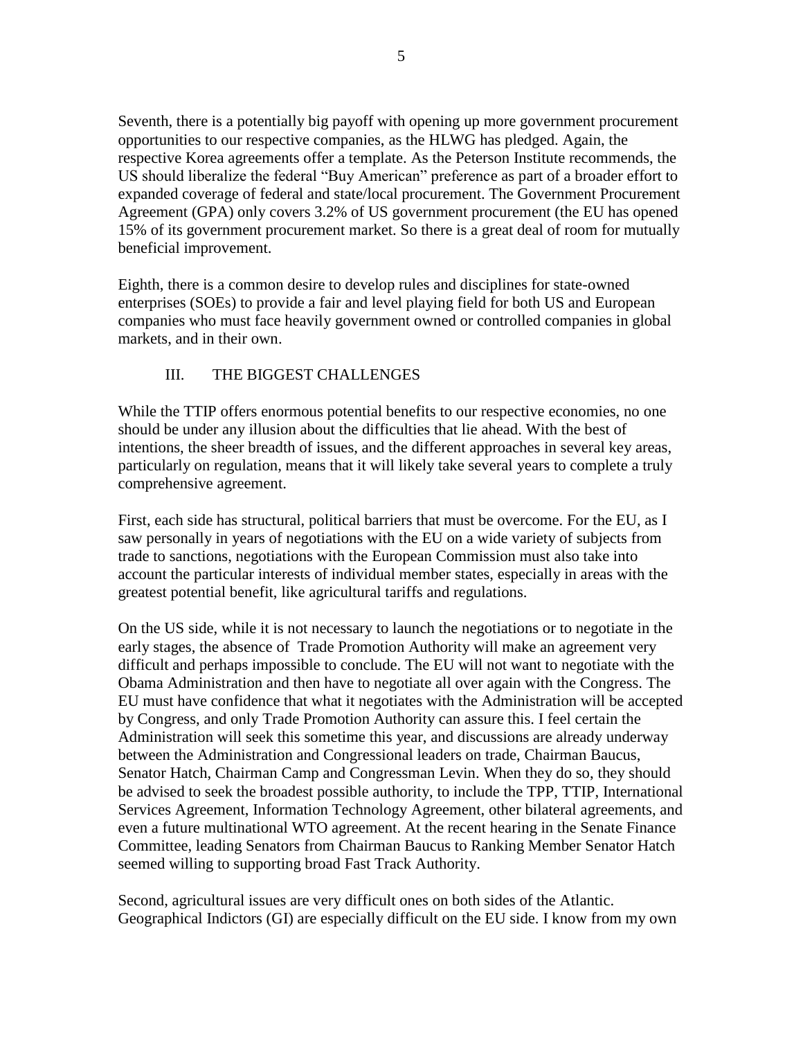Seventh, there is a potentially big payoff with opening up more government procurement opportunities to our respective companies, as the HLWG has pledged. Again, the respective Korea agreements offer a template. As the Peterson Institute recommends, the US should liberalize the federal "Buy American" preference as part of a broader effort to expanded coverage of federal and state/local procurement. The Government Procurement Agreement (GPA) only covers 3.2% of US government procurement (the EU has opened 15% of its government procurement market. So there is a great deal of room for mutually beneficial improvement.

Eighth, there is a common desire to develop rules and disciplines for state-owned enterprises (SOEs) to provide a fair and level playing field for both US and European companies who must face heavily government owned or controlled companies in global markets, and in their own.

## III. THE BIGGEST CHALLENGES

While the TTIP offers enormous potential benefits to our respective economies, no one should be under any illusion about the difficulties that lie ahead. With the best of intentions, the sheer breadth of issues, and the different approaches in several key areas, particularly on regulation, means that it will likely take several years to complete a truly comprehensive agreement.

First, each side has structural, political barriers that must be overcome. For the EU, as I saw personally in years of negotiations with the EU on a wide variety of subjects from trade to sanctions, negotiations with the European Commission must also take into account the particular interests of individual member states, especially in areas with the greatest potential benefit, like agricultural tariffs and regulations.

On the US side, while it is not necessary to launch the negotiations or to negotiate in the early stages, the absence of Trade Promotion Authority will make an agreement very difficult and perhaps impossible to conclude. The EU will not want to negotiate with the Obama Administration and then have to negotiate all over again with the Congress. The EU must have confidence that what it negotiates with the Administration will be accepted by Congress, and only Trade Promotion Authority can assure this. I feel certain the Administration will seek this sometime this year, and discussions are already underway between the Administration and Congressional leaders on trade, Chairman Baucus, Senator Hatch, Chairman Camp and Congressman Levin. When they do so, they should be advised to seek the broadest possible authority, to include the TPP, TTIP, International Services Agreement, Information Technology Agreement, other bilateral agreements, and even a future multinational WTO agreement. At the recent hearing in the Senate Finance Committee, leading Senators from Chairman Baucus to Ranking Member Senator Hatch seemed willing to supporting broad Fast Track Authority.

Second, agricultural issues are very difficult ones on both sides of the Atlantic. Geographical Indictors (GI) are especially difficult on the EU side. I know from my own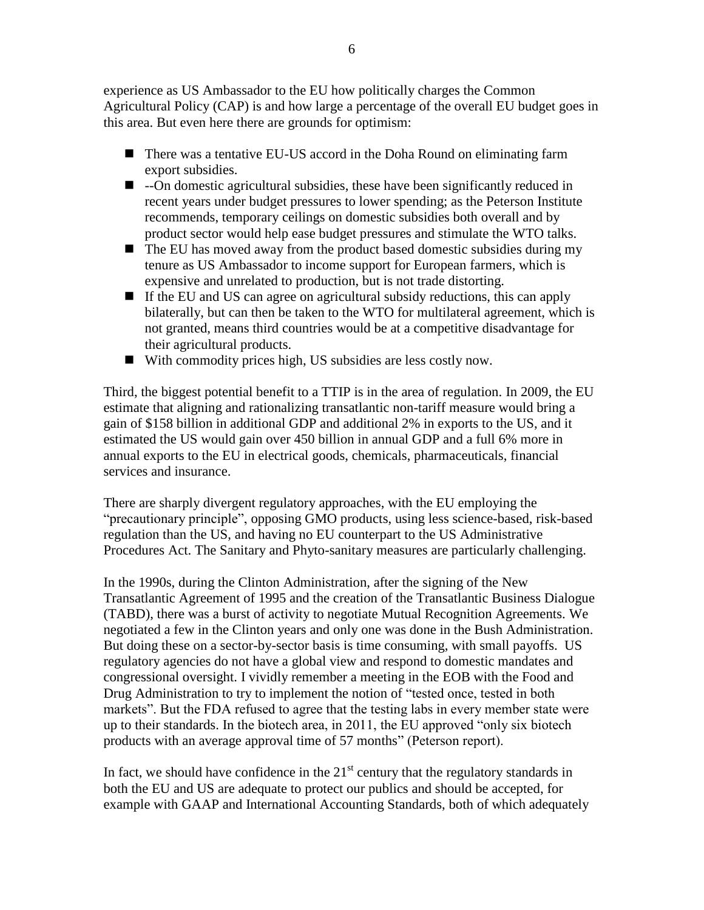experience as US Ambassador to the EU how politically charges the Common Agricultural Policy (CAP) is and how large a percentage of the overall EU budget goes in this area. But even here there are grounds for optimism:

- There was a tentative EU-US accord in the Doha Round on eliminating farm export subsidies.
- --On domestic agricultural subsidies, these have been significantly reduced in recent years under budget pressures to lower spending; as the Peterson Institute recommends, temporary ceilings on domestic subsidies both overall and by product sector would help ease budget pressures and stimulate the WTO talks.
- The EU has moved away from the product based domestic subsidies during my tenure as US Ambassador to income support for European farmers, which is expensive and unrelated to production, but is not trade distorting.
- If the EU and US can agree on agricultural subsidy reductions, this can apply bilaterally, but can then be taken to the WTO for multilateral agreement, which is not granted, means third countries would be at a competitive disadvantage for their agricultural products.
- With commodity prices high, US subsidies are less costly now.

Third, the biggest potential benefit to a TTIP is in the area of regulation. In 2009, the EU estimate that aligning and rationalizing transatlantic non-tariff measure would bring a gain of $158 billion in additional GDP and additional 2% in exports to the US, and it estimated the US would gain over 450 billion in annual GDP and a full 6% more in annual exports to the EU in electrical goods, chemicals, pharmaceuticals, financial services and insurance.

There are sharply divergent regulatory approaches, with the EU employing the "precautionary principle", opposing GMO products, using less science-based, risk-based regulation than the US, and having no EU counterpart to the US Administrative Procedures Act. The Sanitary and Phyto-sanitary measures are particularly challenging.

In the 1990s, during the Clinton Administration, after the signing of the New Transatlantic Agreement of 1995 and the creation of the Transatlantic Business Dialogue (TABD), there was a burst of activity to negotiate Mutual Recognition Agreements. We negotiated a few in the Clinton years and only one was done in the Bush Administration. But doing these on a sector-by-sector basis is time consuming, with small payoffs. US regulatory agencies do not have a global view and respond to domestic mandates and congressional oversight. I vividly remember a meeting in the EOB with the Food and Drug Administration to try to implement the notion of "tested once, tested in both markets". But the FDA refused to agree that the testing labs in every member state were up to their standards. In the biotech area, in 2011, the EU approved "only six biotech products with an average approval time of 57 months" (Peterson report).

In fact, we should have confidence in the 21st century that the regulatory standards in both the EU and US are adequate to protect our publics and should be accepted, for example with GAAP and International Accounting Standards, both of which adequately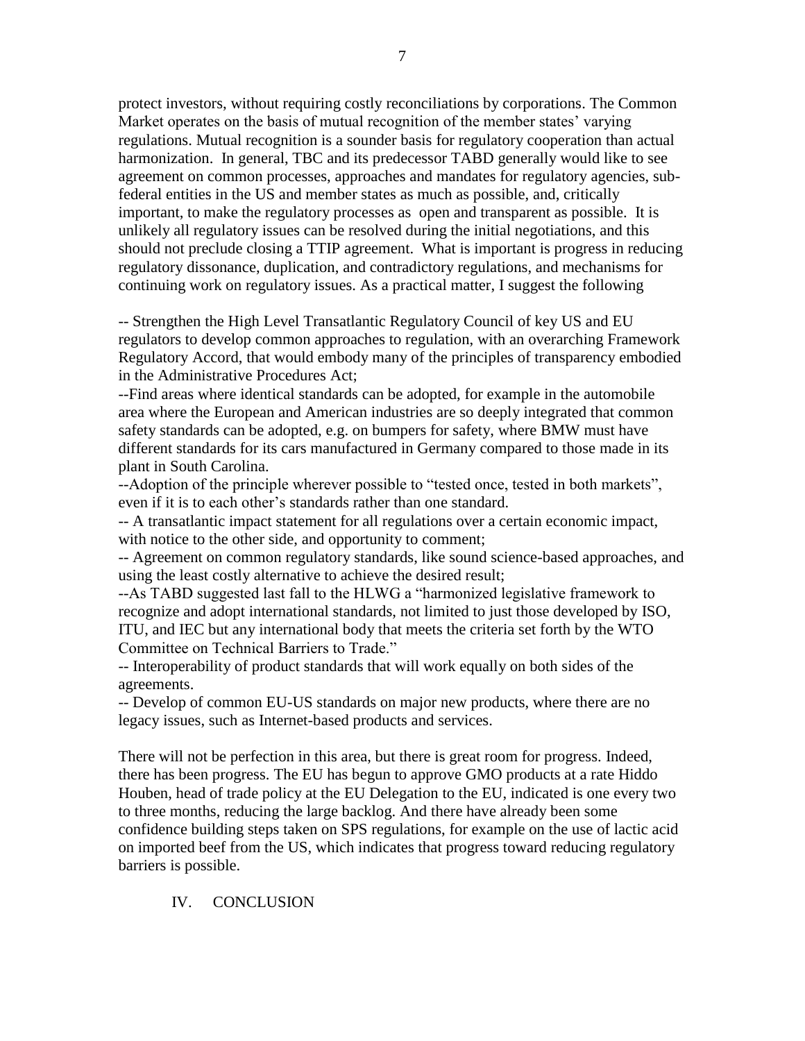protect investors, without requiring costly reconciliations by corporations. The Common Market operates on the basis of mutual recognition of the member states' varying regulations. Mutual recognition is a sounder basis for regulatory cooperation than actual harmonization. In general, TBC and its predecessor TABD generally would like to see agreement on common processes, approaches and mandates for regulatory agencies, sub-federal entities in the US and member states as much as possible, and, critically important, to make the regulatory processes as open and transparent as possible. It is unlikely all regulatory issues can be resolved during the initial negotiations, and this should not preclude closing a TTIP agreement. What is important is progress in reducing regulatory dissonance, duplication, and contradictory regulations, and mechanisms for continuing work on regulatory issues. As a practical matter, I suggest the following

-- Strengthen the High Level Transatlantic Regulatory Council of key US and EU regulators to develop common approaches to regulation, with an overarching Framework Regulatory Accord, that would embody many of the principles of transparency embodied in the Administrative Procedures Act;
--Find areas where identical standards can be adopted, for example in the automobile area where the European and American industries are so deeply integrated that common safety standards can be adopted, e.g. on bumpers for safety, where BMW must have different standards for its cars manufactured in Germany compared to those made in its plant in South Carolina.
--Adoption of the principle wherever possible to "tested once, tested in both markets", even if it is to each other's standards rather than one standard.
-- A transatlantic impact statement for all regulations over a certain economic impact, with notice to the other side, and opportunity to comment;
-- Agreement on common regulatory standards, like sound science-based approaches, and using the least costly alternative to achieve the desired result;
--As TABD suggested last fall to the HLWG a "harmonized legislative framework to recognize and adopt international standards, not limited to just those developed by ISO, ITU, and IEC but any international body that meets the criteria set forth by the WTO Committee on Technical Barriers to Trade."
-- Interoperability of product standards that will work equally on both sides of the agreements.
-- Develop of common EU-US standards on major new products, where there are no legacy issues, such as Internet-based products and services.

There will not be perfection in this area, but there is great room for progress. Indeed, there has been progress. The EU has begun to approve GMO products at a rate Hiddo Houben, head of trade policy at the EU Delegation to the EU, indicated is one every two to three months, reducing the large backlog. And there have already been some confidence building steps taken on SPS regulations, for example on the use of lactic acid on imported beef from the US, which indicates that progress toward reducing regulatory barriers is possible.

## IV. CONCLUSION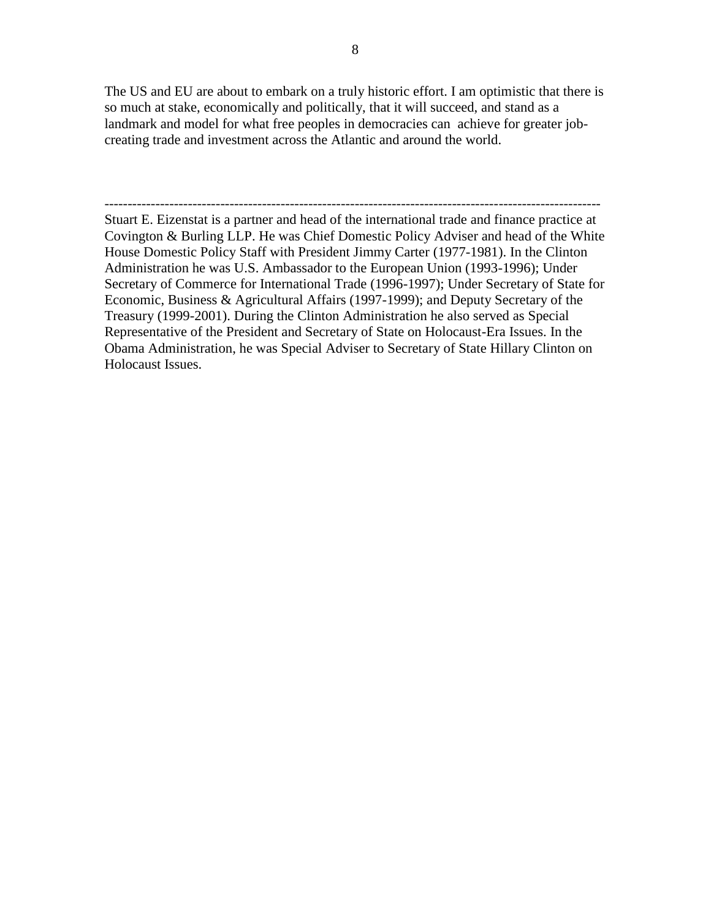The US and EU are about to embark on a truly historic effort. I am optimistic that there is so much at stake, economically and politically, that it will succeed, and stand as a landmark and model for what free peoples in democracies can achieve for greater job-creating trade and investment across the Atlantic and around the world.

---

Stuart E. Eizenstat is a partner and head of the international trade and finance practice at Covington & Burling LLP. He was Chief Domestic Policy Adviser and head of the White House Domestic Policy Staff with President Jimmy Carter (1977-1981). In the Clinton Administration he was U.S. Ambassador to the European Union (1993-1996); Under Secretary of Commerce for International Trade (1996-1997); Under Secretary of State for Economic, Business & Agricultural Affairs (1997-1999); and Deputy Secretary of the Treasury (1999-2001). During the Clinton Administration he also served as Special Representative of the President and Secretary of State on Holocaust-Era Issues. In the Obama Administration, he was Special Adviser to Secretary of State Hillary Clinton on Holocaust Issues.